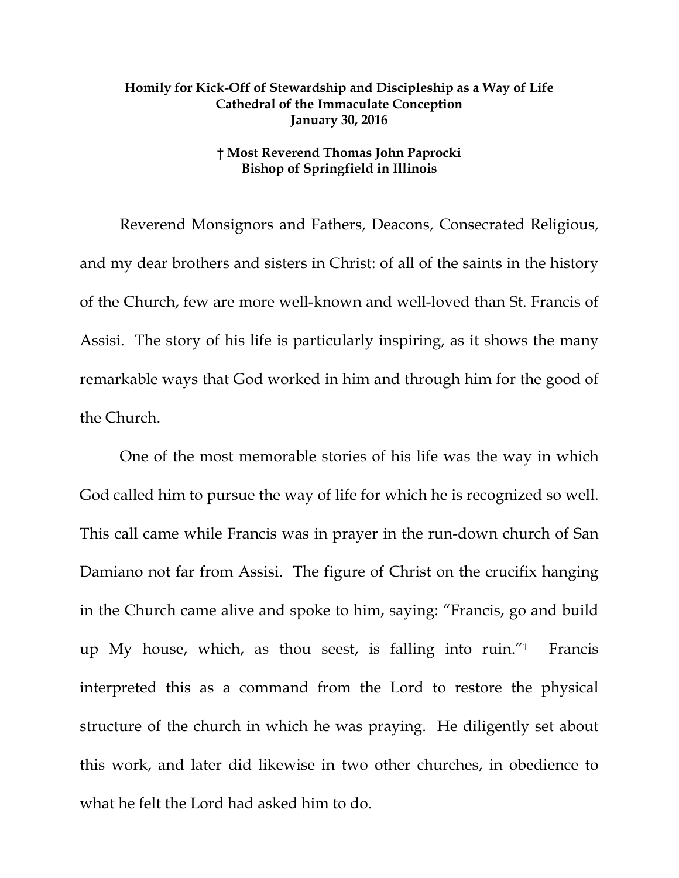**Homily for Kick-Off of Stewardship and Discipleship as a Way of Life**
**Cathedral of the Immaculate Conception**
**January 30, 2016**

**† Most Reverend Thomas John Paprocki**
**Bishop of Springfield in Illinois**

Reverend Monsignors and Fathers, Deacons, Consecrated Religious, and my dear brothers and sisters in Christ: of all of the saints in the history of the Church, few are more well-known and well-loved than St. Francis of Assisi. The story of his life is particularly inspiring, as it shows the many remarkable ways that God worked in him and through him for the good of the Church.

One of the most memorable stories of his life was the way in which God called him to pursue the way of life for which he is recognized so well. This call came while Francis was in prayer in the run-down church of San Damiano not far from Assisi. The figure of Christ on the crucifix hanging in the Church came alive and spoke to him, saying: "Francis, go and build up My house, which, as thou seest, is falling into ruin."[1] Francis interpreted this as a command from the Lord to restore the physical structure of the church in which he was praying. He diligently set about this work, and later did likewise in two other churches, in obedience to what he felt the Lord had asked him to do.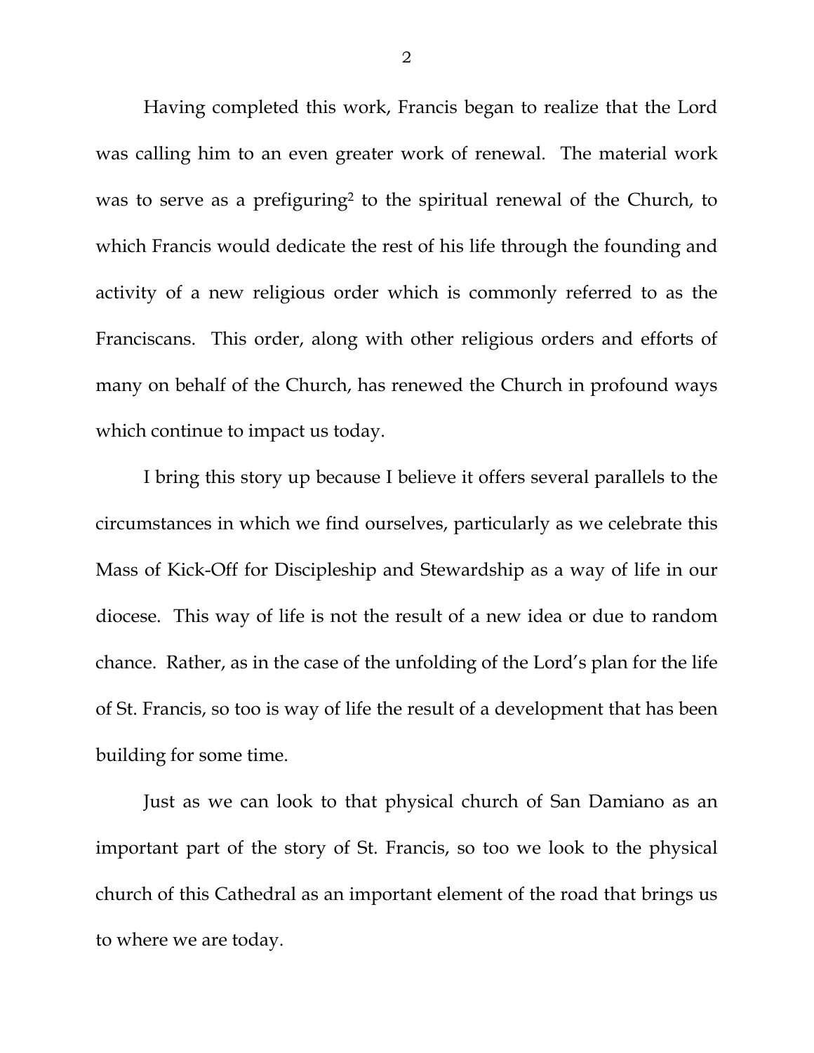Having completed this work, Francis began to realize that the Lord was calling him to an even greater work of renewal. The material work was to serve as a prefiguring[2] to the spiritual renewal of the Church, to which Francis would dedicate the rest of his life through the founding and activity of a new religious order which is commonly referred to as the Franciscans. This order, along with other religious orders and efforts of many on behalf of the Church, has renewed the Church in profound ways which continue to impact us today.

I bring this story up because I believe it offers several parallels to the circumstances in which we find ourselves, particularly as we celebrate this Mass of Kick-Off for Discipleship and Stewardship as a way of life in our diocese. This way of life is not the result of a new idea or due to random chance. Rather, as in the case of the unfolding of the Lord's plan for the life of St. Francis, so too is way of life the result of a development that has been building for some time.

Just as we can look to that physical church of San Damiano as an important part of the story of St. Francis, so too we look to the physical church of this Cathedral as an important element of the road that brings us to where we are today.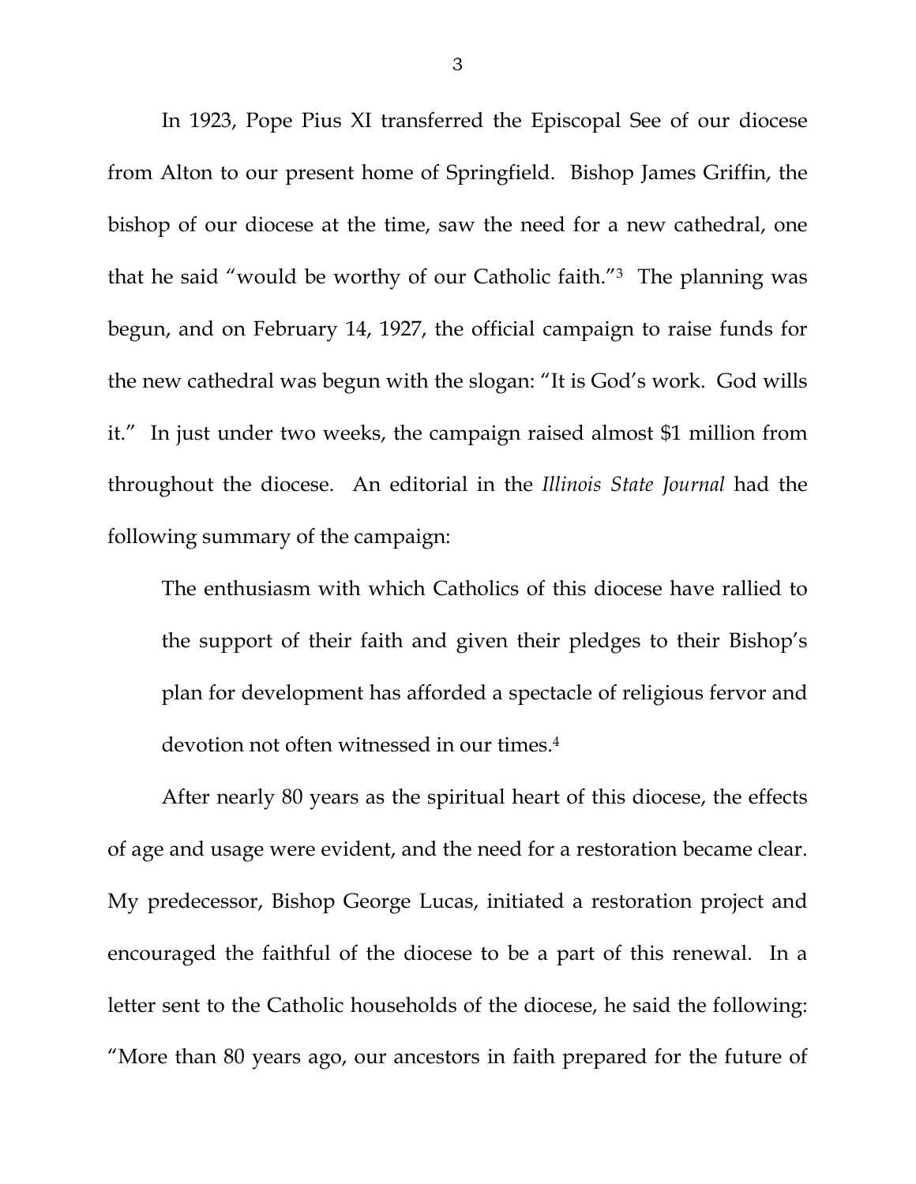In 1923, Pope Pius XI transferred the Episcopal See of our diocese from Alton to our present home of Springfield. Bishop James Griffin, the bishop of our diocese at the time, saw the need for a new cathedral, one that he said "would be worthy of our Catholic faith."[3] The planning was begun, and on February 14, 1927, the official campaign to raise funds for the new cathedral was begun with the slogan: "It is God's work. God wills it." In just under two weeks, the campaign raised almost $1 million from throughout the diocese. An editorial in the *Illinois State Journal* had the following summary of the campaign:

> The enthusiasm with which Catholics of this diocese have rallied to the support of their faith and given their pledges to their Bishop's plan for development has afforded a spectacle of religious fervor and devotion not often witnessed in our times.[4]

After nearly 80 years as the spiritual heart of this diocese, the effects of age and usage were evident, and the need for a restoration became clear. My predecessor, Bishop George Lucas, initiated a restoration project and encouraged the faithful of the diocese to be a part of this renewal. In a letter sent to the Catholic households of the diocese, he said the following: "More than 80 years ago, our ancestors in faith prepared for the future of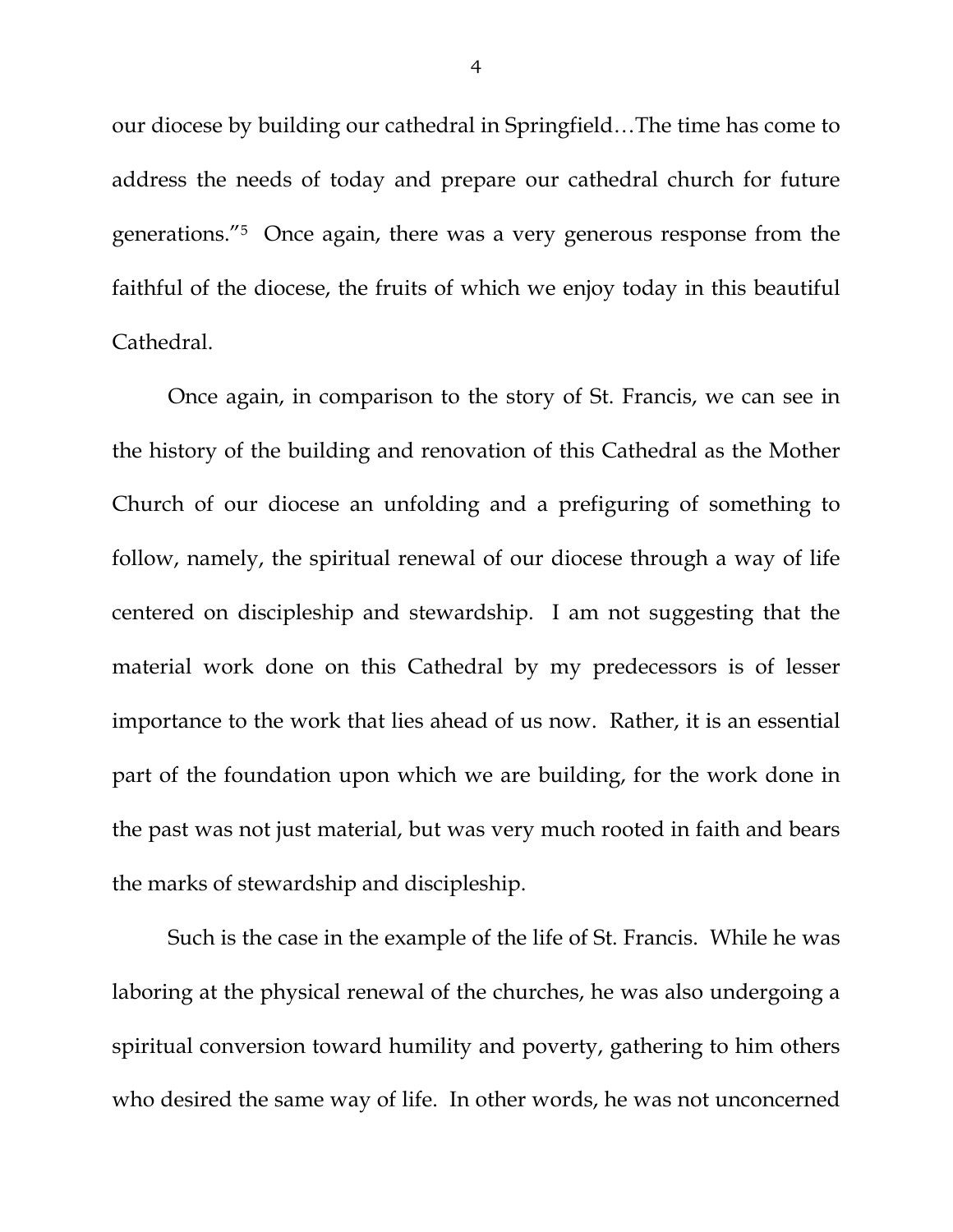our diocese by building our cathedral in Springfield…The time has come to address the needs of today and prepare our cathedral church for future generations."[5] Once again, there was a very generous response from the faithful of the diocese, the fruits of which we enjoy today in this beautiful Cathedral.

Once again, in comparison to the story of St. Francis, we can see in the history of the building and renovation of this Cathedral as the Mother Church of our diocese an unfolding and a prefiguring of something to follow, namely, the spiritual renewal of our diocese through a way of life centered on discipleship and stewardship. I am not suggesting that the material work done on this Cathedral by my predecessors is of lesser importance to the work that lies ahead of us now. Rather, it is an essential part of the foundation upon which we are building, for the work done in the past was not just material, but was very much rooted in faith and bears the marks of stewardship and discipleship.

Such is the case in the example of the life of St. Francis. While he was laboring at the physical renewal of the churches, he was also undergoing a spiritual conversion toward humility and poverty, gathering to him others who desired the same way of life. In other words, he was not unconcerned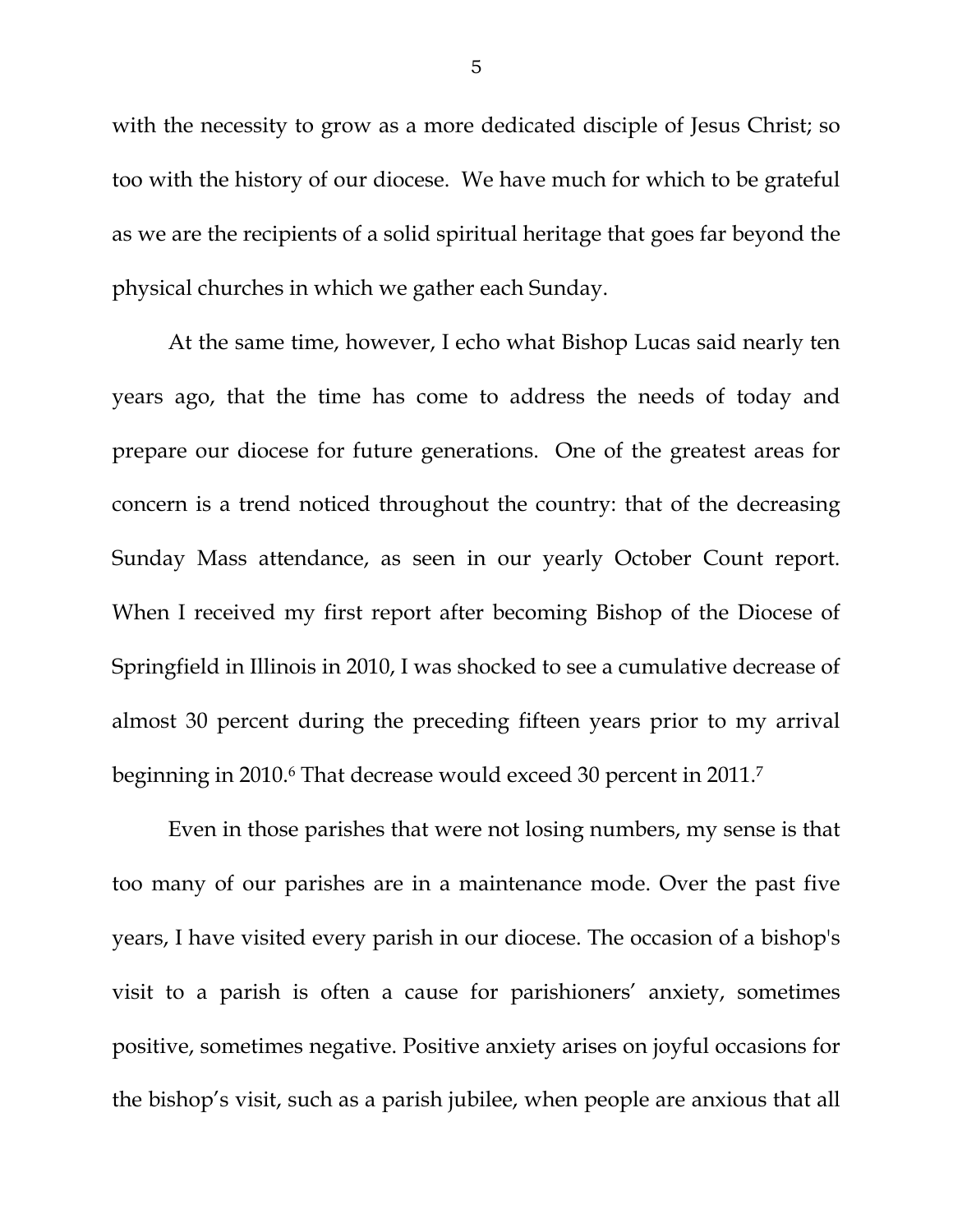with the necessity to grow as a more dedicated disciple of Jesus Christ; so too with the history of our diocese. We have much for which to be grateful as we are the recipients of a solid spiritual heritage that goes far beyond the physical churches in which we gather each Sunday.

At the same time, however, I echo what Bishop Lucas said nearly ten years ago, that the time has come to address the needs of today and prepare our diocese for future generations. One of the greatest areas for concern is a trend noticed throughout the country: that of the decreasing Sunday Mass attendance, as seen in our yearly October Count report. When I received my first report after becoming Bishop of the Diocese of Springfield in Illinois in 2010, I was shocked to see a cumulative decrease of almost 30 percent during the preceding fifteen years prior to my arrival beginning in 2010.[6] That decrease would exceed 30 percent in 2011.[7]

Even in those parishes that were not losing numbers, my sense is that too many of our parishes are in a maintenance mode. Over the past five years, I have visited every parish in our diocese. The occasion of a bishop's visit to a parish is often a cause for parishioners' anxiety, sometimes positive, sometimes negative. Positive anxiety arises on joyful occasions for the bishop's visit, such as a parish jubilee, when people are anxious that all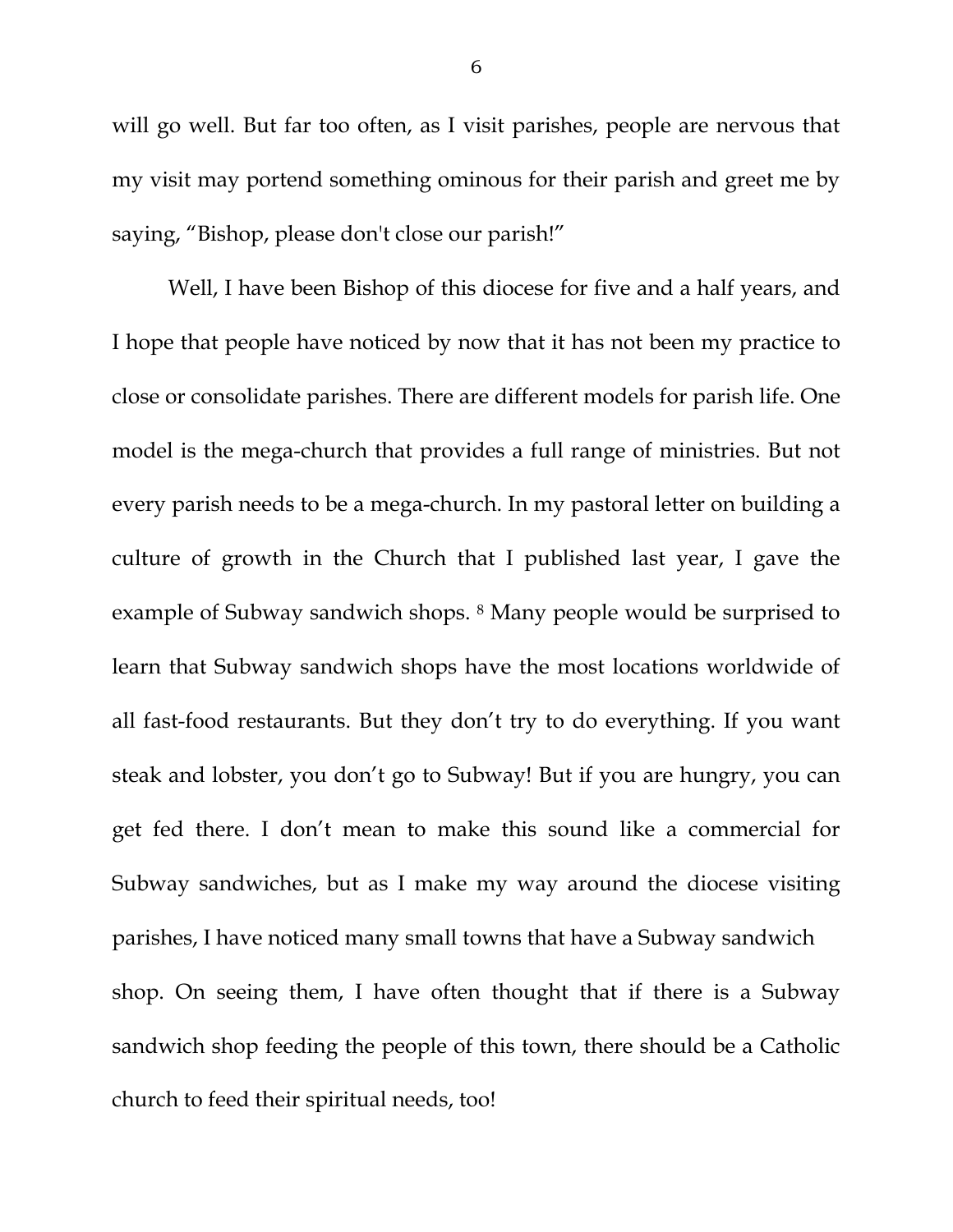will go well. But far too often, as I visit parishes, people are nervous that my visit may portend something ominous for their parish and greet me by saying, "Bishop, please don't close our parish!"

Well, I have been Bishop of this diocese for five and a half years, and I hope that people have noticed by now that it has not been my practice to close or consolidate parishes. There are different models for parish life. One model is the mega-church that provides a full range of ministries. But not every parish needs to be a mega-church. In my pastoral letter on building a culture of growth in the Church that I published last year, I gave the example of Subway sandwich shops. [8] Many people would be surprised to learn that Subway sandwich shops have the most locations worldwide of all fast-food restaurants. But they don't try to do everything. If you want steak and lobster, you don't go to Subway! But if you are hungry, you can get fed there. I don't mean to make this sound like a commercial for Subway sandwiches, but as I make my way around the diocese visiting parishes, I have noticed many small towns that have a Subway sandwich shop. On seeing them, I have often thought that if there is a Subway sandwich shop feeding the people of this town, there should be a Catholic church to feed their spiritual needs, too!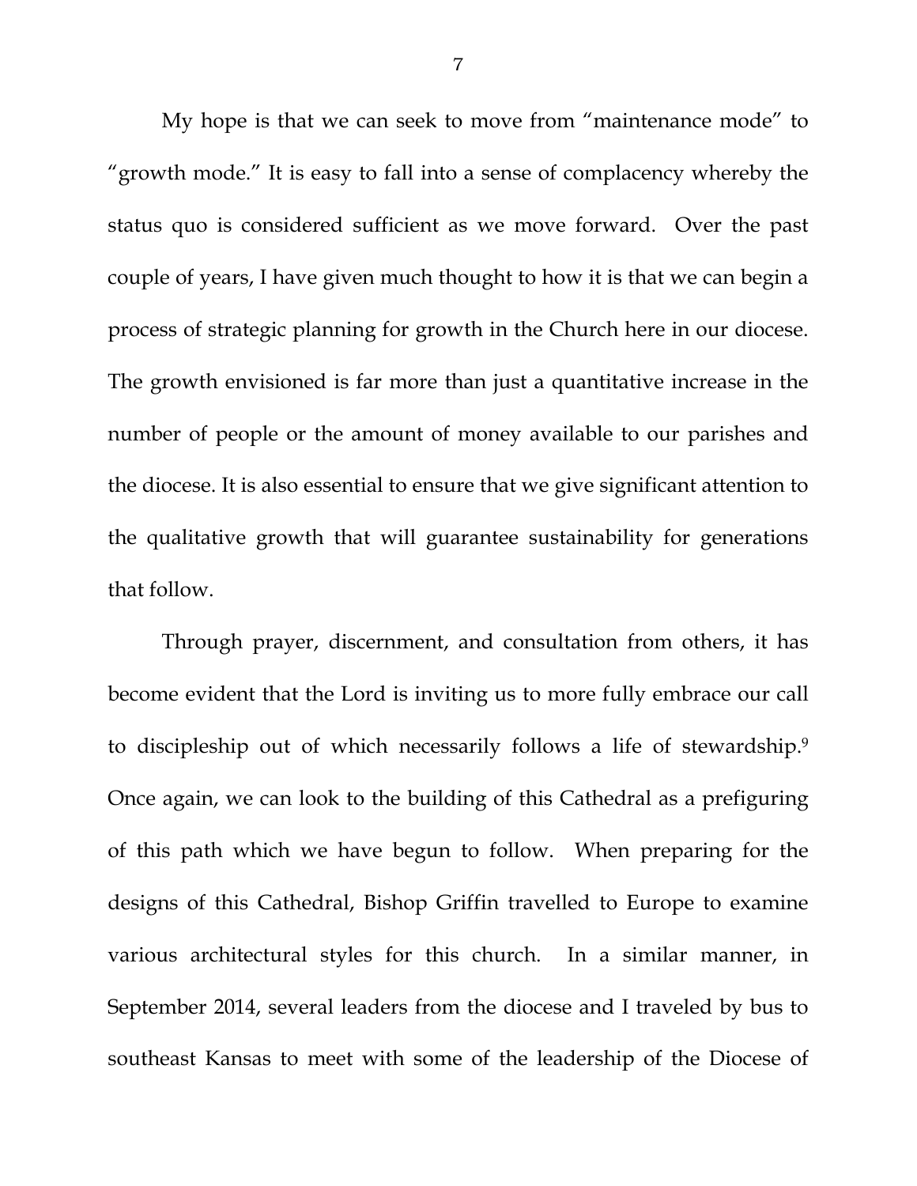My hope is that we can seek to move from "maintenance mode" to "growth mode." It is easy to fall into a sense of complacency whereby the status quo is considered sufficient as we move forward. Over the past couple of years, I have given much thought to how it is that we can begin a process of strategic planning for growth in the Church here in our diocese. The growth envisioned is far more than just a quantitative increase in the number of people or the amount of money available to our parishes and the diocese. It is also essential to ensure that we give significant attention to the qualitative growth that will guarantee sustainability for generations that follow.

Through prayer, discernment, and consultation from others, it has become evident that the Lord is inviting us to more fully embrace our call to discipleship out of which necessarily follows a life of stewardship.[9] Once again, we can look to the building of this Cathedral as a prefiguring of this path which we have begun to follow. When preparing for the designs of this Cathedral, Bishop Griffin travelled to Europe to examine various architectural styles for this church. In a similar manner, in September 2014, several leaders from the diocese and I traveled by bus to southeast Kansas to meet with some of the leadership of the Diocese of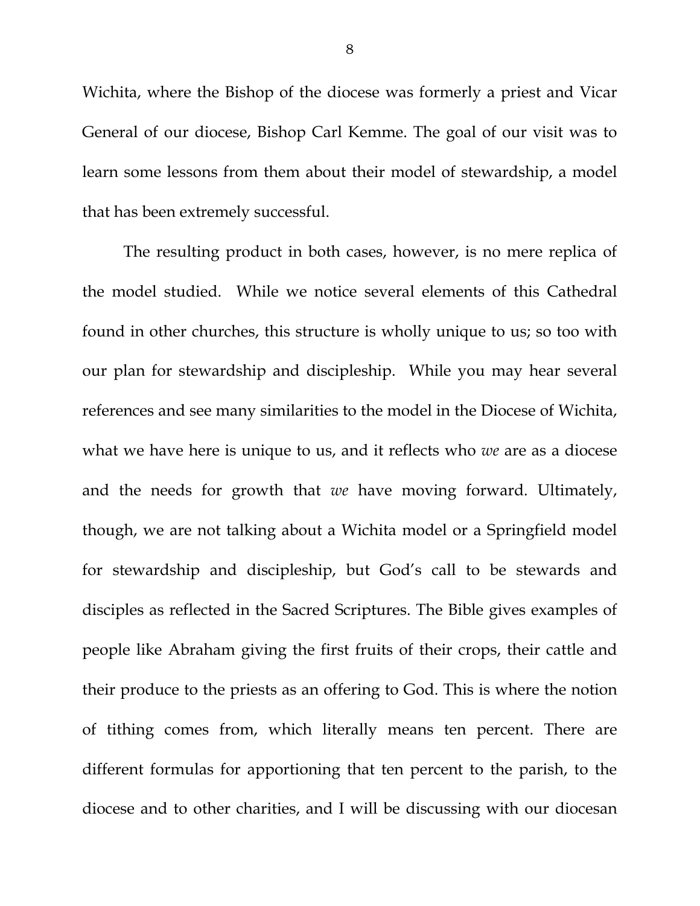Wichita, where the Bishop of the diocese was formerly a priest and Vicar General of our diocese, Bishop Carl Kemme. The goal of our visit was to learn some lessons from them about their model of stewardship, a model that has been extremely successful.

The resulting product in both cases, however, is no mere replica of the model studied. While we notice several elements of this Cathedral found in other churches, this structure is wholly unique to us; so too with our plan for stewardship and discipleship. While you may hear several references and see many similarities to the model in the Diocese of Wichita, what we have here is unique to us, and it reflects who *we* are as a diocese and the needs for growth that *we* have moving forward. Ultimately, though, we are not talking about a Wichita model or a Springfield model for stewardship and discipleship, but God's call to be stewards and disciples as reflected in the Sacred Scriptures. The Bible gives examples of people like Abraham giving the first fruits of their crops, their cattle and their produce to the priests as an offering to God. This is where the notion of tithing comes from, which literally means ten percent. There are different formulas for apportioning that ten percent to the parish, to the diocese and to other charities, and I will be discussing with our diocesan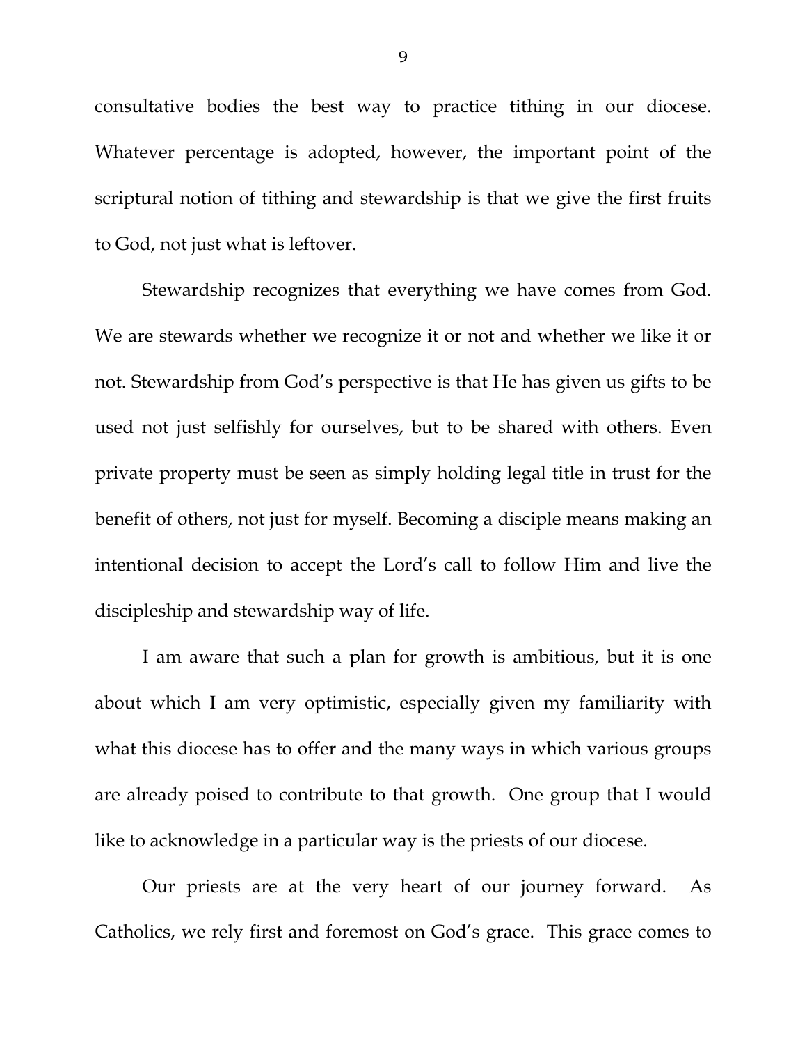consultative bodies the best way to practice tithing in our diocese. Whatever percentage is adopted, however, the important point of the scriptural notion of tithing and stewardship is that we give the first fruits to God, not just what is leftover.

Stewardship recognizes that everything we have comes from God. We are stewards whether we recognize it or not and whether we like it or not. Stewardship from God's perspective is that He has given us gifts to be used not just selfishly for ourselves, but to be shared with others. Even private property must be seen as simply holding legal title in trust for the benefit of others, not just for myself. Becoming a disciple means making an intentional decision to accept the Lord's call to follow Him and live the discipleship and stewardship way of life.

I am aware that such a plan for growth is ambitious, but it is one about which I am very optimistic, especially given my familiarity with what this diocese has to offer and the many ways in which various groups are already poised to contribute to that growth. One group that I would like to acknowledge in a particular way is the priests of our diocese.

Our priests are at the very heart of our journey forward. As Catholics, we rely first and foremost on God's grace. This grace comes to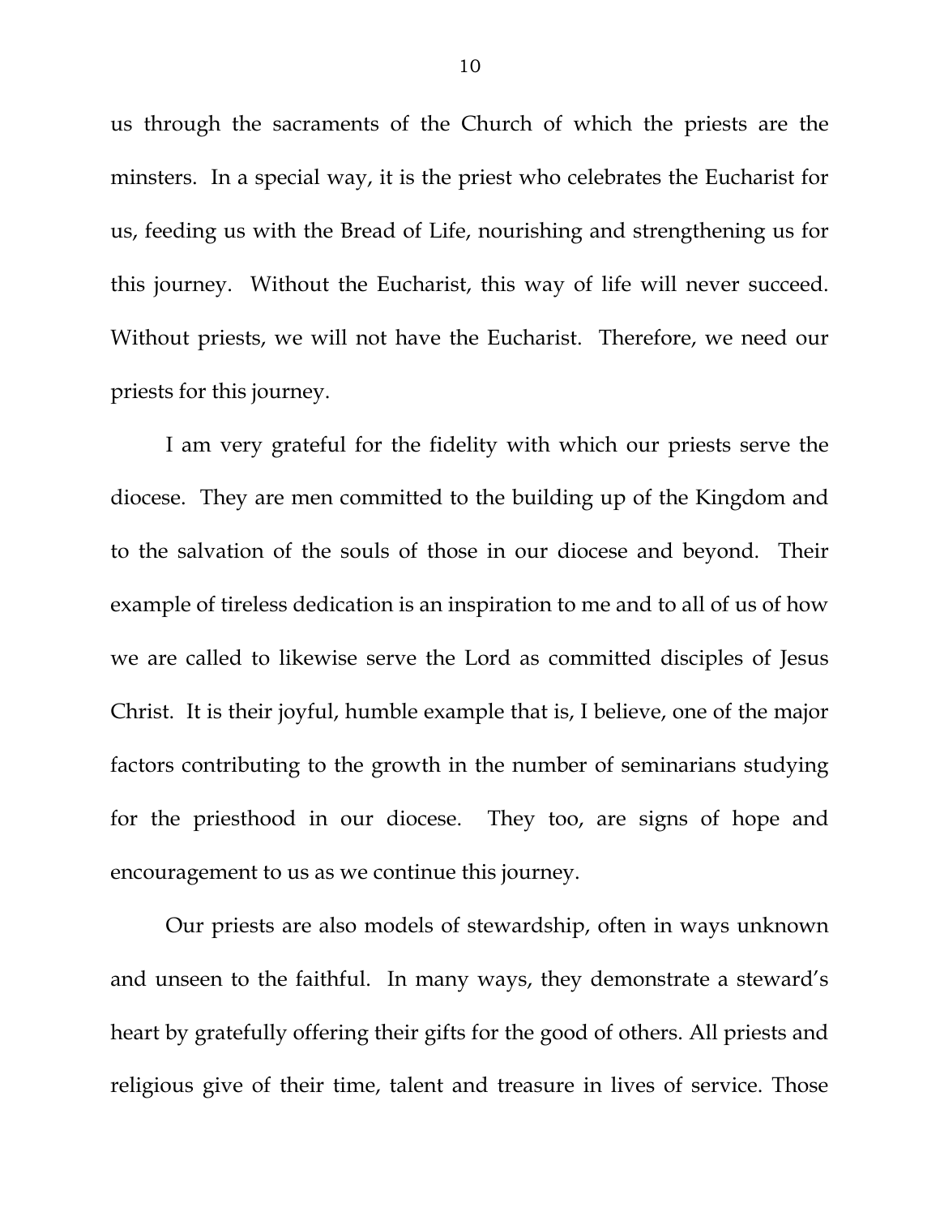us through the sacraments of the Church of which the priests are the minsters. In a special way, it is the priest who celebrates the Eucharist for us, feeding us with the Bread of Life, nourishing and strengthening us for this journey. Without the Eucharist, this way of life will never succeed. Without priests, we will not have the Eucharist. Therefore, we need our priests for this journey.

I am very grateful for the fidelity with which our priests serve the diocese. They are men committed to the building up of the Kingdom and to the salvation of the souls of those in our diocese and beyond. Their example of tireless dedication is an inspiration to me and to all of us of how we are called to likewise serve the Lord as committed disciples of Jesus Christ. It is their joyful, humble example that is, I believe, one of the major factors contributing to the growth in the number of seminarians studying for the priesthood in our diocese. They too, are signs of hope and encouragement to us as we continue this journey.

Our priests are also models of stewardship, often in ways unknown and unseen to the faithful. In many ways, they demonstrate a steward's heart by gratefully offering their gifts for the good of others. All priests and religious give of their time, talent and treasure in lives of service. Those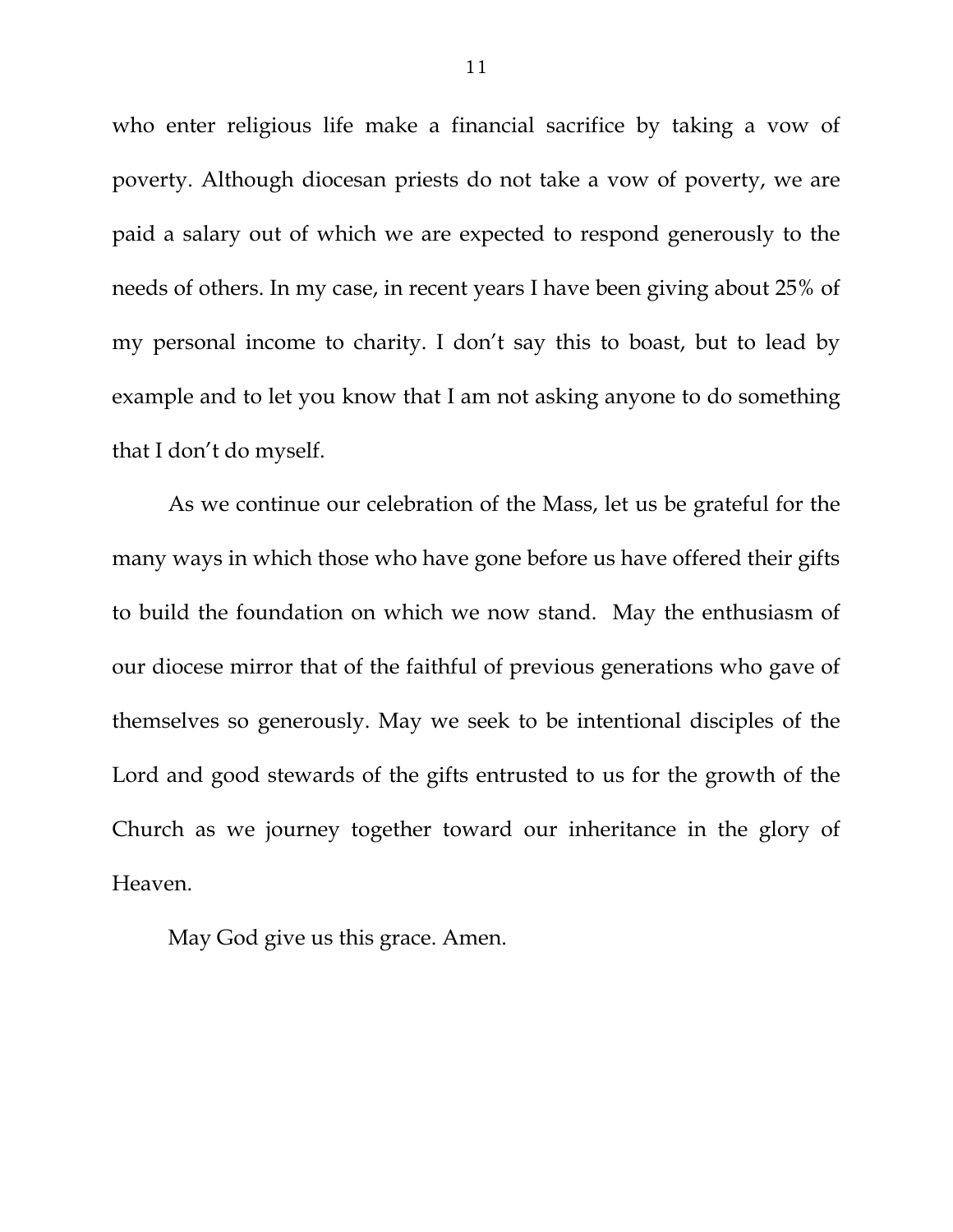who enter religious life make a financial sacrifice by taking a vow of poverty. Although diocesan priests do not take a vow of poverty, we are paid a salary out of which we are expected to respond generously to the needs of others. In my case, in recent years I have been giving about 25% of my personal income to charity. I don't say this to boast, but to lead by example and to let you know that I am not asking anyone to do something that I don't do myself.

As we continue our celebration of the Mass, let us be grateful for the many ways in which those who have gone before us have offered their gifts to build the foundation on which we now stand. May the enthusiasm of our diocese mirror that of the faithful of previous generations who gave of themselves so generously. May we seek to be intentional disciples of the Lord and good stewards of the gifts entrusted to us for the growth of the Church as we journey together toward our inheritance in the glory of Heaven.

May God give us this grace. Amen.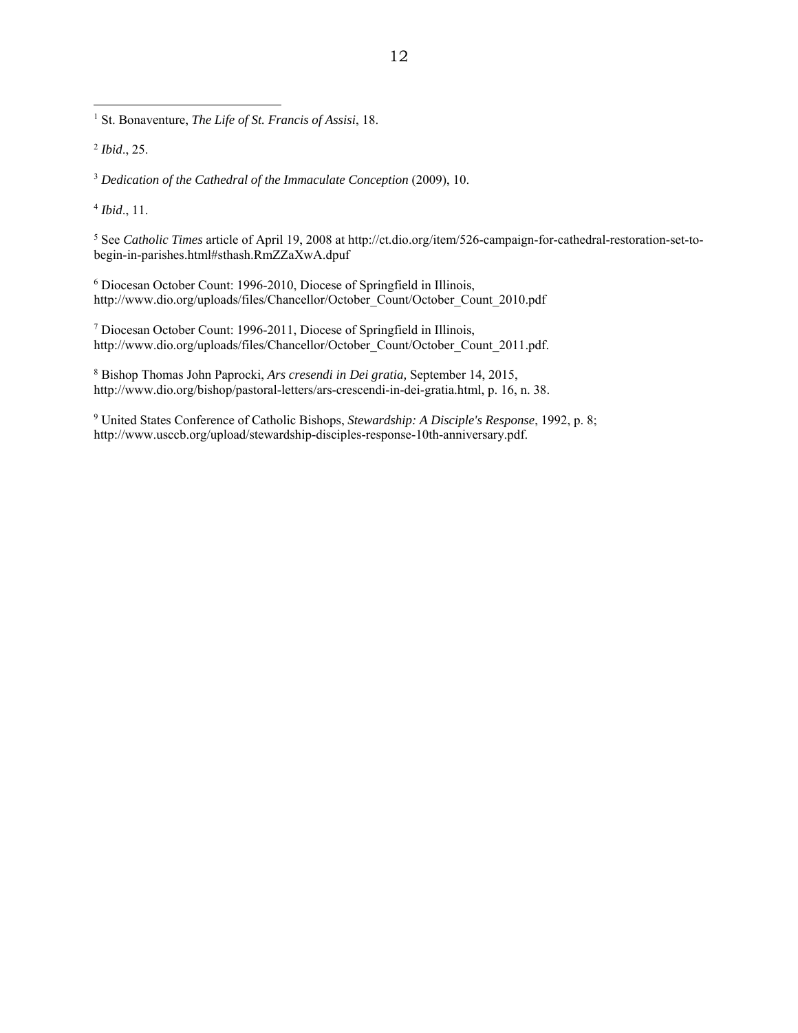[1] St. Bonaventure, *The Life of St. Francis of Assisi*, 18.

[2] *Ibid*., 25.

[3] *Dedication of the Cathedral of the Immaculate Conception* (2009), 10.

[4] *Ibid*., 11.

[5] See *Catholic Times* article of April 19, 2008 at http://ct.dio.org/item/526-campaign-for-cathedral-restoration-set-to-begin-in-parishes.html#sthash.RmZZaXwA.dpuf

[6] Diocesan October Count: 1996-2010, Diocese of Springfield in Illinois, http://www.dio.org/uploads/files/Chancellor/October_Count/October_Count_2010.pdf

[7] Diocesan October Count: 1996-2011, Diocese of Springfield in Illinois, http://www.dio.org/uploads/files/Chancellor/October_Count/October_Count_2011.pdf.

[8] Bishop Thomas John Paprocki, *Ars cresendi in Dei gratia,* September 14, 2015, http://www.dio.org/bishop/pastoral-letters/ars-crescendi-in-dei-gratia.html, p. 16, n. 38.

[9] United States Conference of Catholic Bishops, *Stewardship: A Disciple's Response*, 1992, p. 8; http://www.usccb.org/upload/stewardship-disciples-response-10th-anniversary.pdf.